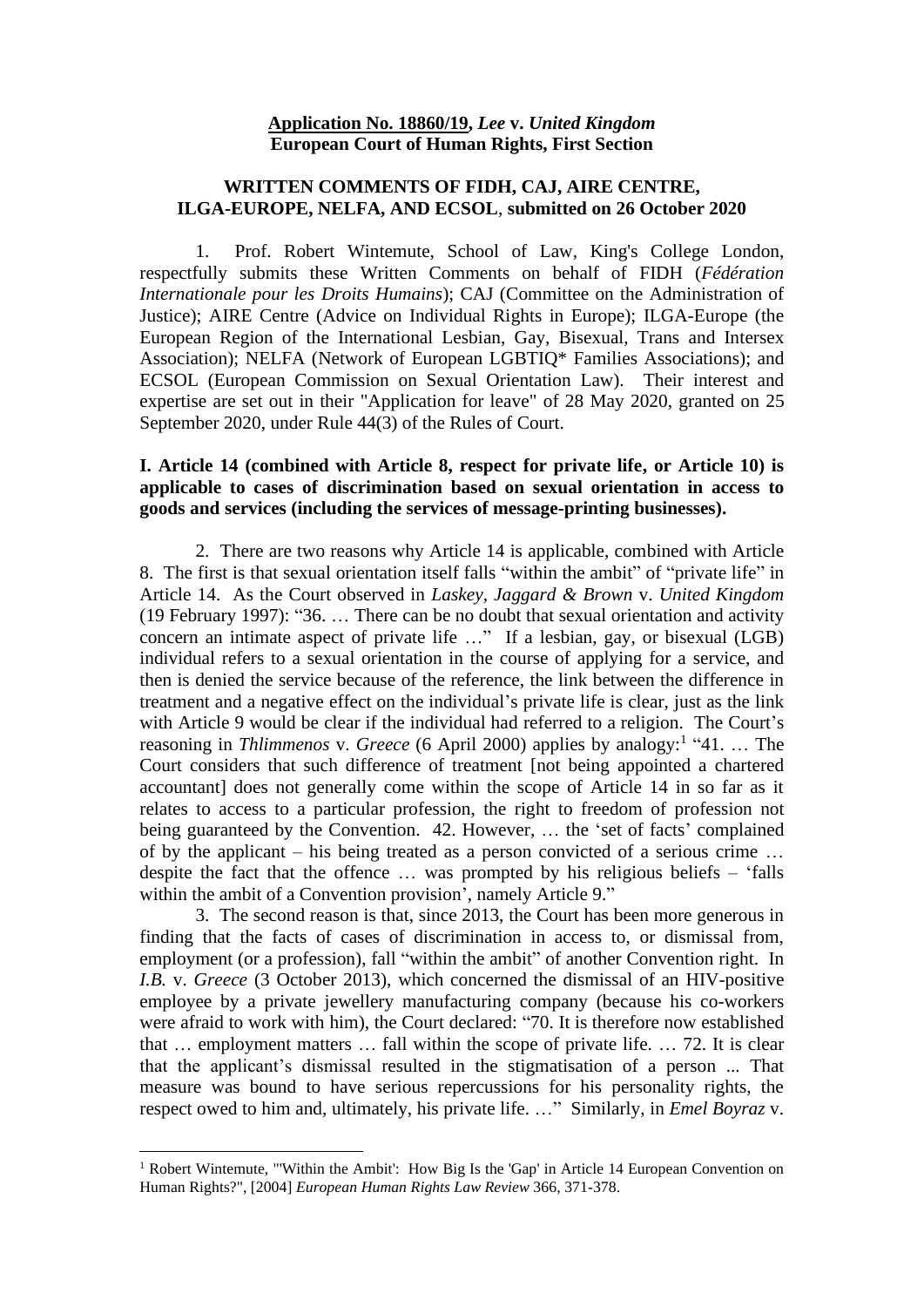**<u>Application No. 18860/19</u>, *Lee* v. *United Kingdom***
**European Court of Human Rights, First Section**

**WRITTEN COMMENTS OF FIDH, CAJ, AIRE CENTRE, ILGA-EUROPE, NELFA, AND ECSOL, submitted on 26 October 2020**

1. Prof. Robert Wintemute, School of Law, King's College London, respectfully submits these Written Comments on behalf of FIDH (*Fédération Internationale pour les Droits Humains*); CAJ (Committee on the Administration of Justice); AIRE Centre (Advice on Individual Rights in Europe); ILGA-Europe (the European Region of the International Lesbian, Gay, Bisexual, Trans and Intersex Association); NELFA (Network of European LGBTIQ* Families Associations); and ECSOL (European Commission on Sexual Orientation Law). Their interest and expertise are set out in their "Application for leave" of 28 May 2020, granted on 25 September 2020, under Rule 44(3) of the Rules of Court.

## I. Article 14 (combined with Article 8, respect for private life, or Article 10) is applicable to cases of discrimination based on sexual orientation in access to goods and services (including the services of message-printing businesses).

2. There are two reasons why Article 14 is applicable, combined with Article 8. The first is that sexual orientation itself falls "within the ambit" of "private life" in Article 14. As the Court observed in *Laskey, Jaggard & Brown* v. *United Kingdom* (19 February 1997): "36. … There can be no doubt that sexual orientation and activity concern an intimate aspect of private life …" If a lesbian, gay, or bisexual (LGB) individual refers to a sexual orientation in the course of applying for a service, and then is denied the service because of the reference, the link between the difference in treatment and a negative effect on the individual's private life is clear, just as the link with Article 9 would be clear if the individual had referred to a religion. The Court's reasoning in *Thlimmenos* v. *Greece* (6 April 2000) applies by analogy:[1] "41. … The Court considers that such difference of treatment [not being appointed a chartered accountant] does not generally come within the scope of Article 14 in so far as it relates to access to a particular profession, the right to freedom of profession not being guaranteed by the Convention. 42. However, … the 'set of facts' complained of by the applicant – his being treated as a person convicted of a serious crime … despite the fact that the offence … was prompted by his religious beliefs – 'falls within the ambit of a Convention provision', namely Article 9."

3. The second reason is that, since 2013, the Court has been more generous in finding that the facts of cases of discrimination in access to, or dismissal from, employment (or a profession), fall "within the ambit" of another Convention right. In *I.B.* v. *Greece* (3 October 2013), which concerned the dismissal of an HIV-positive employee by a private jewellery manufacturing company (because his co-workers were afraid to work with him), the Court declared: "70. It is therefore now established that … employment matters … fall within the scope of private life. … 72. It is clear that the applicant's dismissal resulted in the stigmatisation of a person ... That measure was bound to have serious repercussions for his personality rights, the respect owed to him and, ultimately, his private life. …" Similarly, in *Emel Boyraz* v.

[1] Robert Wintemute, "'Within the Ambit': How Big Is the 'Gap' in Article 14 European Convention on Human Rights?", [2004] *European Human Rights Law Review* 366, 371-378.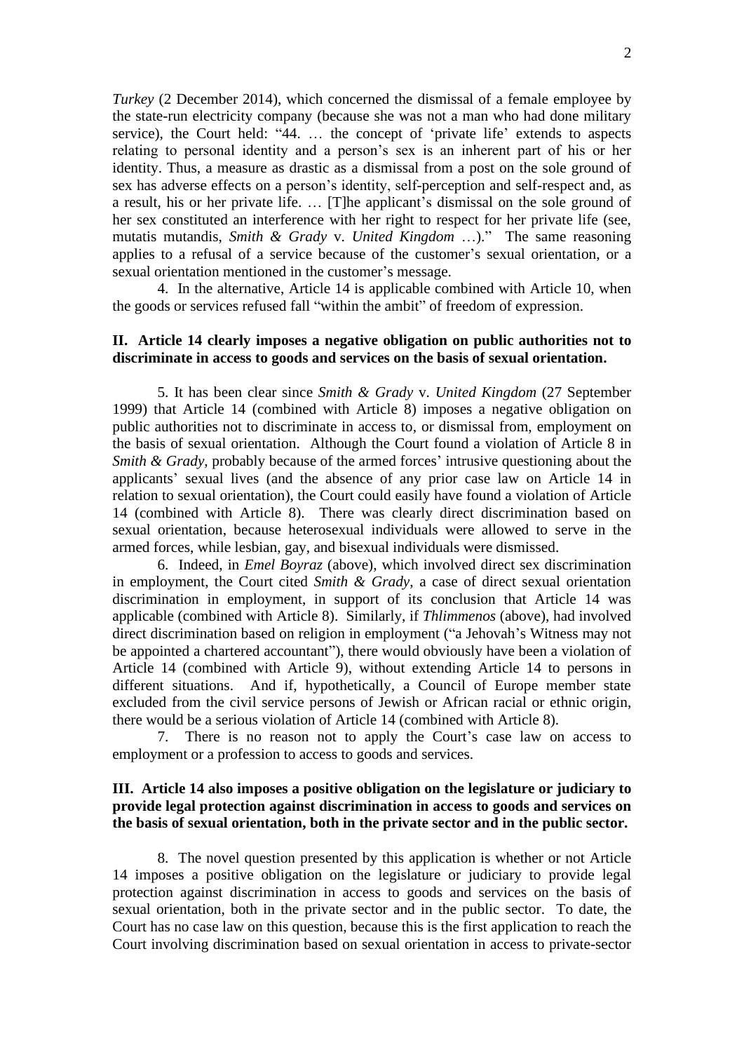*Turkey* (2 December 2014), which concerned the dismissal of a female employee by the state-run electricity company (because she was not a man who had done military service), the Court held: "44. … the concept of 'private life' extends to aspects relating to personal identity and a person's sex is an inherent part of his or her identity. Thus, a measure as drastic as a dismissal from a post on the sole ground of sex has adverse effects on a person's identity, self-perception and self-respect and, as a result, his or her private life. … [T]he applicant's dismissal on the sole ground of her sex constituted an interference with her right to respect for her private life (see, mutatis mutandis, *Smith & Grady* v. *United Kingdom* …)." The same reasoning applies to a refusal of a service because of the customer's sexual orientation, or a sexual orientation mentioned in the customer's message.

4. In the alternative, Article 14 is applicable combined with Article 10, when the goods or services refused fall "within the ambit" of freedom of expression.

## II. Article 14 clearly imposes a negative obligation on public authorities not to discriminate in access to goods and services on the basis of sexual orientation.

5. It has been clear since *Smith & Grady* v. *United Kingdom* (27 September 1999) that Article 14 (combined with Article 8) imposes a negative obligation on public authorities not to discriminate in access to, or dismissal from, employment on the basis of sexual orientation. Although the Court found a violation of Article 8 in *Smith & Grady*, probably because of the armed forces' intrusive questioning about the applicants' sexual lives (and the absence of any prior case law on Article 14 in relation to sexual orientation), the Court could easily have found a violation of Article 14 (combined with Article 8). There was clearly direct discrimination based on sexual orientation, because heterosexual individuals were allowed to serve in the armed forces, while lesbian, gay, and bisexual individuals were dismissed.

6. Indeed, in *Emel Boyraz* (above), which involved direct sex discrimination in employment, the Court cited *Smith & Grady*, a case of direct sexual orientation discrimination in employment, in support of its conclusion that Article 14 was applicable (combined with Article 8). Similarly, if *Thlimmenos* (above), had involved direct discrimination based on religion in employment ("a Jehovah's Witness may not be appointed a chartered accountant"), there would obviously have been a violation of Article 14 (combined with Article 9), without extending Article 14 to persons in different situations. And if, hypothetically, a Council of Europe member state excluded from the civil service persons of Jewish or African racial or ethnic origin, there would be a serious violation of Article 14 (combined with Article 8).

7. There is no reason not to apply the Court's case law on access to employment or a profession to access to goods and services.

## III. Article 14 also imposes a positive obligation on the legislature or judiciary to provide legal protection against discrimination in access to goods and services on the basis of sexual orientation, both in the private sector and in the public sector.

8. The novel question presented by this application is whether or not Article 14 imposes a positive obligation on the legislature or judiciary to provide legal protection against discrimination in access to goods and services on the basis of sexual orientation, both in the private sector and in the public sector. To date, the Court has no case law on this question, because this is the first application to reach the Court involving discrimination based on sexual orientation in access to private-sector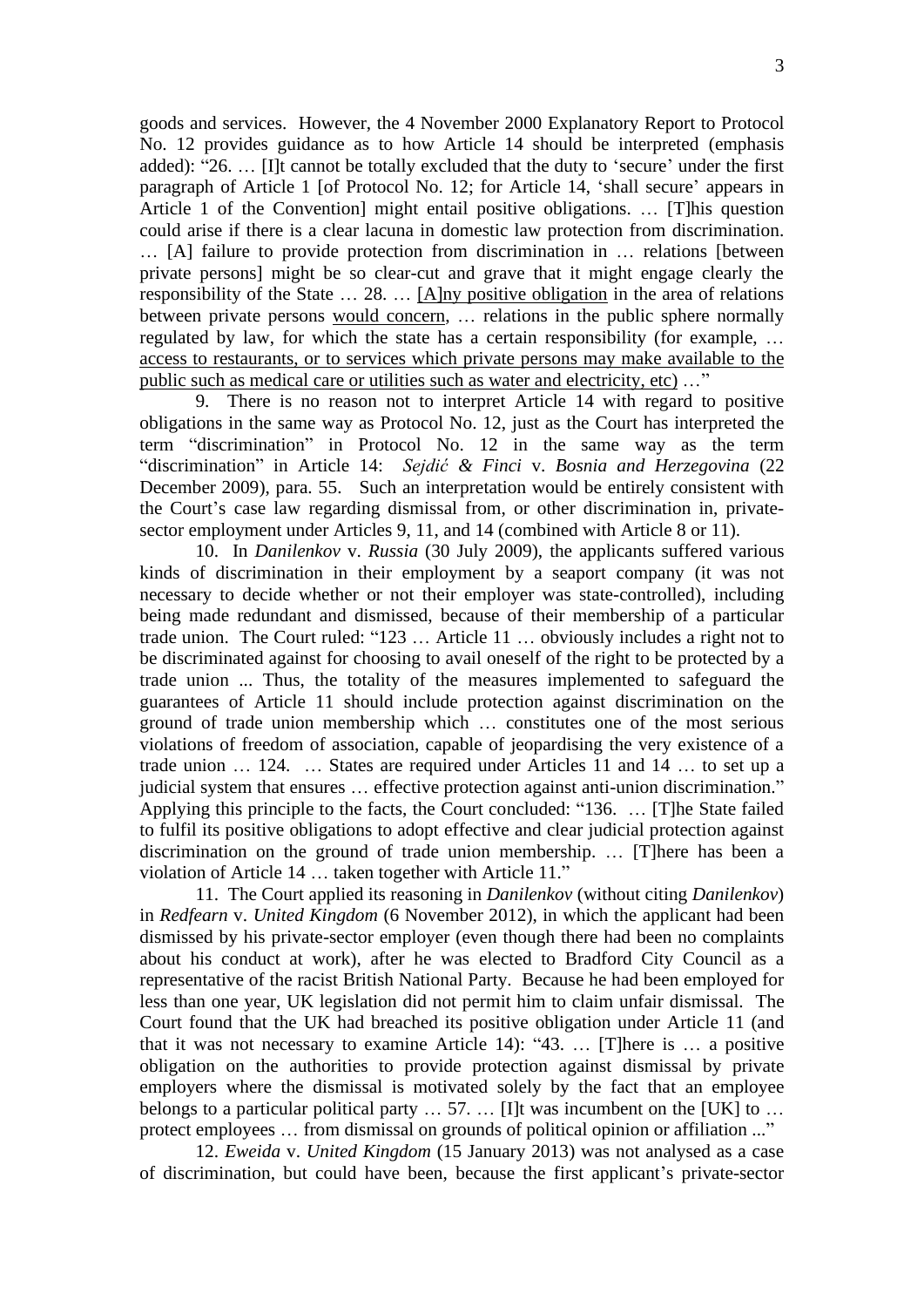goods and services. However, the 4 November 2000 Explanatory Report to Protocol No. 12 provides guidance as to how Article 14 should be interpreted (emphasis added): "26. … [I]t cannot be totally excluded that the duty to 'secure' under the first paragraph of Article 1 [of Protocol No. 12; for Article 14, 'shall secure' appears in Article 1 of the Convention] might entail positive obligations. … [T]his question could arise if there is a clear lacuna in domestic law protection from discrimination. … [A] failure to provide protection from discrimination in … relations [between private persons] might be so clear-cut and grave that it might engage clearly the responsibility of the State … 28. … <u>[A]ny positive obligation</u> in the area of relations between private persons <u>would concern</u>, … relations in the public sphere normally regulated by law, for which the state has a certain responsibility (for example, … <u>access to restaurants, or to services which private persons may make available to the public such as medical care or utilities such as water and electricity, etc)</u> …"

9. There is no reason not to interpret Article 14 with regard to positive obligations in the same way as Protocol No. 12, just as the Court has interpreted the term "discrimination" in Protocol No. 12 in the same way as the term "discrimination" in Article 14: *Sejdić & Finci* v. *Bosnia and Herzegovina* (22 December 2009), para. 55. Such an interpretation would be entirely consistent with the Court's case law regarding dismissal from, or other discrimination in, private-sector employment under Articles 9, 11, and 14 (combined with Article 8 or 11).

10. In *Danilenkov* v. *Russia* (30 July 2009), the applicants suffered various kinds of discrimination in their employment by a seaport company (it was not necessary to decide whether or not their employer was state-controlled), including being made redundant and dismissed, because of their membership of a particular trade union. The Court ruled: "123 … Article 11 … obviously includes a right not to be discriminated against for choosing to avail oneself of the right to be protected by a trade union ... Thus, the totality of the measures implemented to safeguard the guarantees of Article 11 should include protection against discrimination on the ground of trade union membership which … constitutes one of the most serious violations of freedom of association, capable of jeopardising the very existence of a trade union … 124. … States are required under Articles 11 and 14 … to set up a judicial system that ensures … effective protection against anti-union discrimination." Applying this principle to the facts, the Court concluded: "136. … [T]he State failed to fulfil its positive obligations to adopt effective and clear judicial protection against discrimination on the ground of trade union membership. … [T]here has been a violation of Article 14 … taken together with Article 11."

11. The Court applied its reasoning in *Danilenkov* (without citing *Danilenkov*) in *Redfearn* v. *United Kingdom* (6 November 2012), in which the applicant had been dismissed by his private-sector employer (even though there had been no complaints about his conduct at work), after he was elected to Bradford City Council as a representative of the racist British National Party. Because he had been employed for less than one year, UK legislation did not permit him to claim unfair dismissal. The Court found that the UK had breached its positive obligation under Article 11 (and that it was not necessary to examine Article 14): "43. … [T]here is … a positive obligation on the authorities to provide protection against dismissal by private employers where the dismissal is motivated solely by the fact that an employee belongs to a particular political party … 57. … [I]t was incumbent on the [UK] to … protect employees … from dismissal on grounds of political opinion or affiliation ..."

12. *Eweida* v. *United Kingdom* (15 January 2013) was not analysed as a case of discrimination, but could have been, because the first applicant's private-sector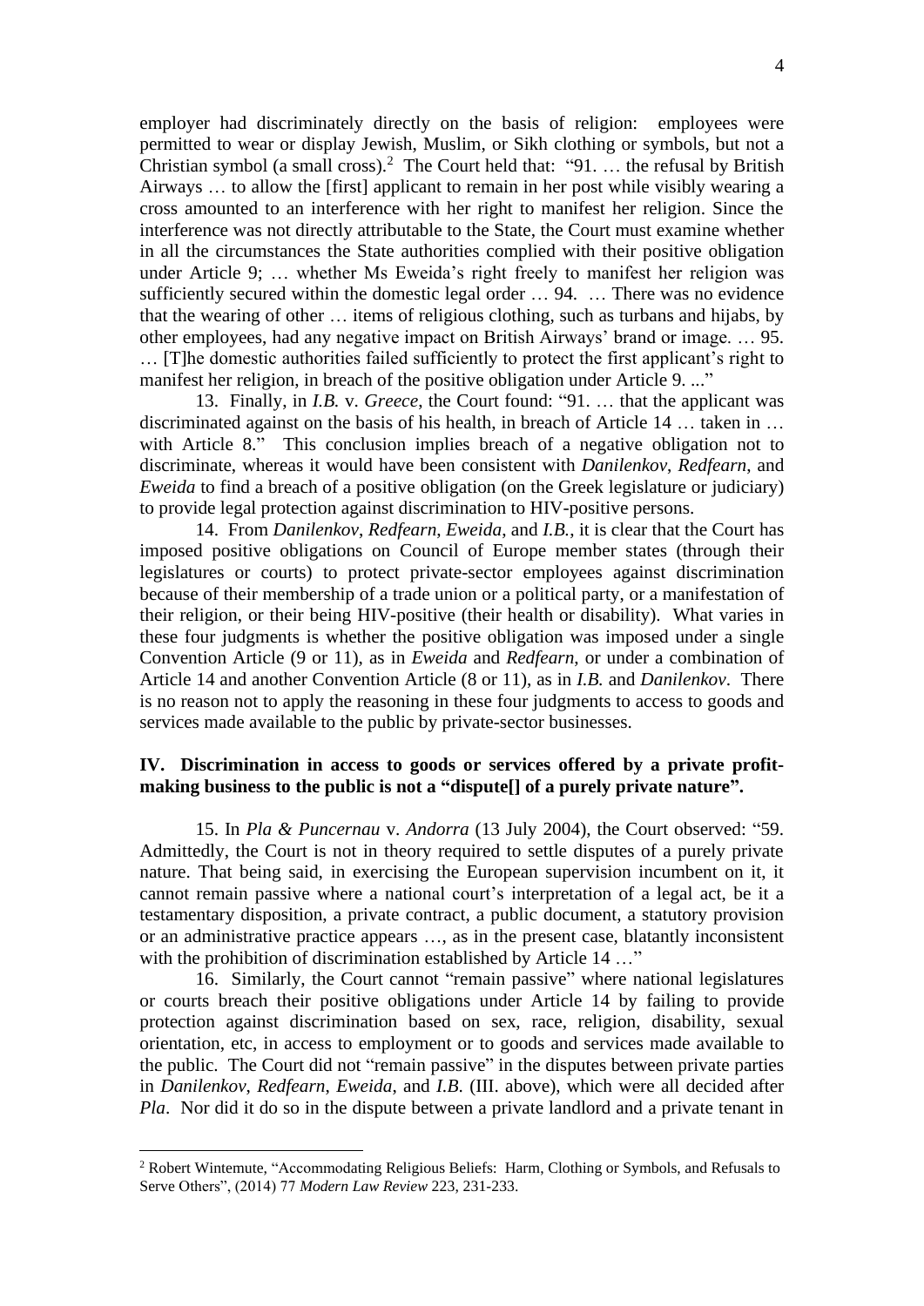employer had discriminately directly on the basis of religion: employees were permitted to wear or display Jewish, Muslim, or Sikh clothing or symbols, but not a Christian symbol (a small cross).[2] The Court held that: "91. … the refusal by British Airways … to allow the [first] applicant to remain in her post while visibly wearing a cross amounted to an interference with her right to manifest her religion. Since the interference was not directly attributable to the State, the Court must examine whether in all the circumstances the State authorities complied with their positive obligation under Article 9; … whether Ms Eweida's right freely to manifest her religion was sufficiently secured within the domestic legal order … 94. … There was no evidence that the wearing of other … items of religious clothing, such as turbans and hijabs, by other employees, had any negative impact on British Airways' brand or image. … 95. … [T]he domestic authorities failed sufficiently to protect the first applicant's right to manifest her religion, in breach of the positive obligation under Article 9. ..."

13. Finally, in *I.B.* v. *Greece*, the Court found: "91. … that the applicant was discriminated against on the basis of his health, in breach of Article 14 … taken in … with Article 8." This conclusion implies breach of a negative obligation not to discriminate, whereas it would have been consistent with *Danilenkov*, *Redfearn*, and *Eweida* to find a breach of a positive obligation (on the Greek legislature or judiciary) to provide legal protection against discrimination to HIV-positive persons.

14. From *Danilenkov*, *Redfearn*, *Eweida*, and *I.B.*, it is clear that the Court has imposed positive obligations on Council of Europe member states (through their legislatures or courts) to protect private-sector employees against discrimination because of their membership of a trade union or a political party, or a manifestation of their religion, or their being HIV-positive (their health or disability). What varies in these four judgments is whether the positive obligation was imposed under a single Convention Article (9 or 11), as in *Eweida* and *Redfearn*, or under a combination of Article 14 and another Convention Article (8 or 11), as in *I.B.* and *Danilenkov*. There is no reason not to apply the reasoning in these four judgments to access to goods and services made available to the public by private-sector businesses.

## IV. Discrimination in access to goods or services offered by a private profit-making business to the public is not a "dispute[] of a purely private nature".

15. In *Pla & Puncernau* v. *Andorra* (13 July 2004), the Court observed: "59. Admittedly, the Court is not in theory required to settle disputes of a purely private nature. That being said, in exercising the European supervision incumbent on it, it cannot remain passive where a national court's interpretation of a legal act, be it a testamentary disposition, a private contract, a public document, a statutory provision or an administrative practice appears …, as in the present case, blatantly inconsistent with the prohibition of discrimination established by Article 14 …"

16. Similarly, the Court cannot "remain passive" where national legislatures or courts breach their positive obligations under Article 14 by failing to provide protection against discrimination based on sex, race, religion, disability, sexual orientation, etc, in access to employment or to goods and services made available to the public. The Court did not "remain passive" in the disputes between private parties in *Danilenkov*, *Redfearn*, *Eweida*, and *I.B.* (III. above), which were all decided after *Pla*. Nor did it do so in the dispute between a private landlord and a private tenant in

[2] Robert Wintemute, "Accommodating Religious Beliefs: Harm, Clothing or Symbols, and Refusals to Serve Others", (2014) 77 *Modern Law Review* 223, 231-233.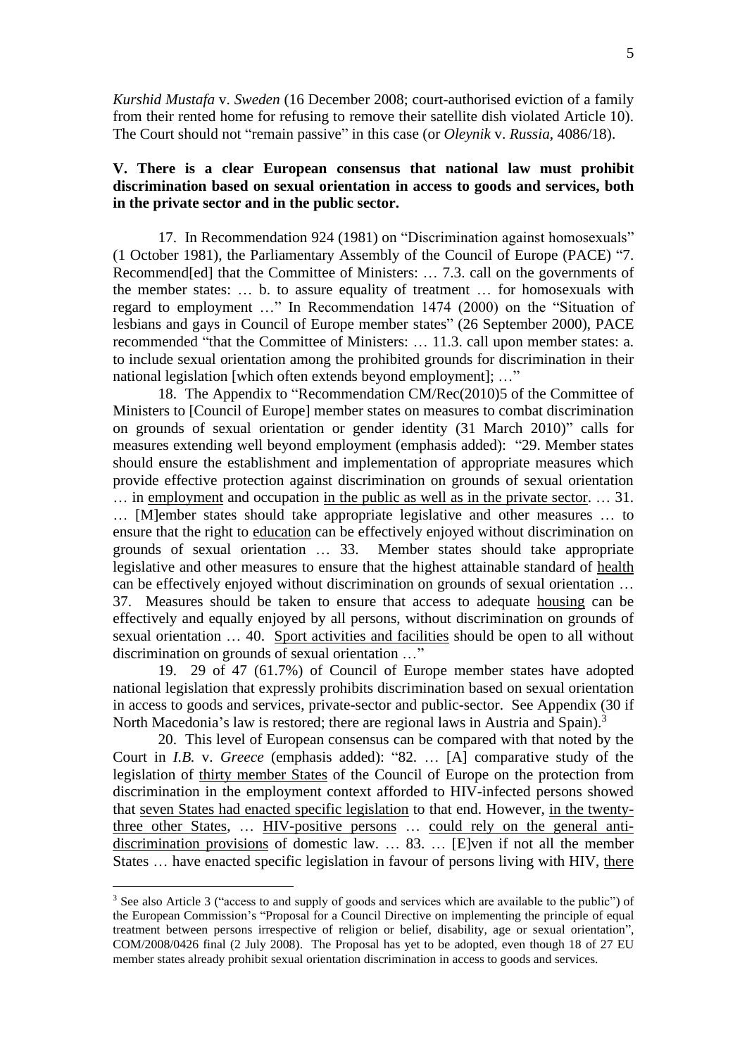*Kurshid Mustafa* v. *Sweden* (16 December 2008; court-authorised eviction of a family from their rented home for refusing to remove their satellite dish violated Article 10). The Court should not "remain passive" in this case (or *Oleynik* v. *Russia*, 4086/18).

**V. There is a clear European consensus that national law must prohibit discrimination based on sexual orientation in access to goods and services, both in the private sector and in the public sector.**

17. In Recommendation 924 (1981) on "Discrimination against homosexuals" (1 October 1981), the Parliamentary Assembly of the Council of Europe (PACE) "7. Recommend[ed] that the Committee of Ministers: … 7.3. call on the governments of the member states: … b. to assure equality of treatment … for homosexuals with regard to employment …" In Recommendation 1474 (2000) on the "Situation of lesbians and gays in Council of Europe member states" (26 September 2000), PACE recommended "that the Committee of Ministers: … 11.3. call upon member states: a. to include sexual orientation among the prohibited grounds for discrimination in their national legislation [which often extends beyond employment]; …"

18. The Appendix to "Recommendation CM/Rec(2010)5 of the Committee of Ministers to [Council of Europe] member states on measures to combat discrimination on grounds of sexual orientation or gender identity (31 March 2010)" calls for measures extending well beyond employment (emphasis added): "29. Member states should ensure the establishment and implementation of appropriate measures which provide effective protection against discrimination on grounds of sexual orientation … in <u>employment</u> and occupation <u>in the public as well as in the private sector</u>. … 31. … [M]ember states should take appropriate legislative and other measures … to ensure that the right to <u>education</u> can be effectively enjoyed without discrimination on grounds of sexual orientation … 33. Member states should take appropriate legislative and other measures to ensure that the highest attainable standard of <u>health</u> can be effectively enjoyed without discrimination on grounds of sexual orientation … 37. Measures should be taken to ensure that access to adequate <u>housing</u> can be effectively and equally enjoyed by all persons, without discrimination on grounds of sexual orientation … 40. <u>Sport activities and facilities</u> should be open to all without discrimination on grounds of sexual orientation …"

19. 29 of 47 (61.7%) of Council of Europe member states have adopted national legislation that expressly prohibits discrimination based on sexual orientation in access to goods and services, private-sector and public-sector. See Appendix (30 if North Macedonia's law is restored; there are regional laws in Austria and Spain).[3]

20. This level of European consensus can be compared with that noted by the Court in *I.B.* v. *Greece* (emphasis added): "82. … [A] comparative study of the legislation of <u>thirty member States</u> of the Council of Europe on the protection from discrimination in the employment context afforded to HIV-infected persons showed that <u>seven States had enacted specific legislation</u> to that end. However, <u>in the twenty-three other States</u>, … <u>HIV-positive persons</u> … <u>could rely on the general anti-discrimination provisions</u> of domestic law. … 83. … [E]ven if not all the member States … have enacted specific legislation in favour of persons living with HIV, <u>there</u>

[3] See also Article 3 ("access to and supply of goods and services which are available to the public") of the European Commission's "Proposal for a Council Directive on implementing the principle of equal treatment between persons irrespective of religion or belief, disability, age or sexual orientation", COM/2008/0426 final (2 July 2008). The Proposal has yet to be adopted, even though 18 of 27 EU member states already prohibit sexual orientation discrimination in access to goods and services.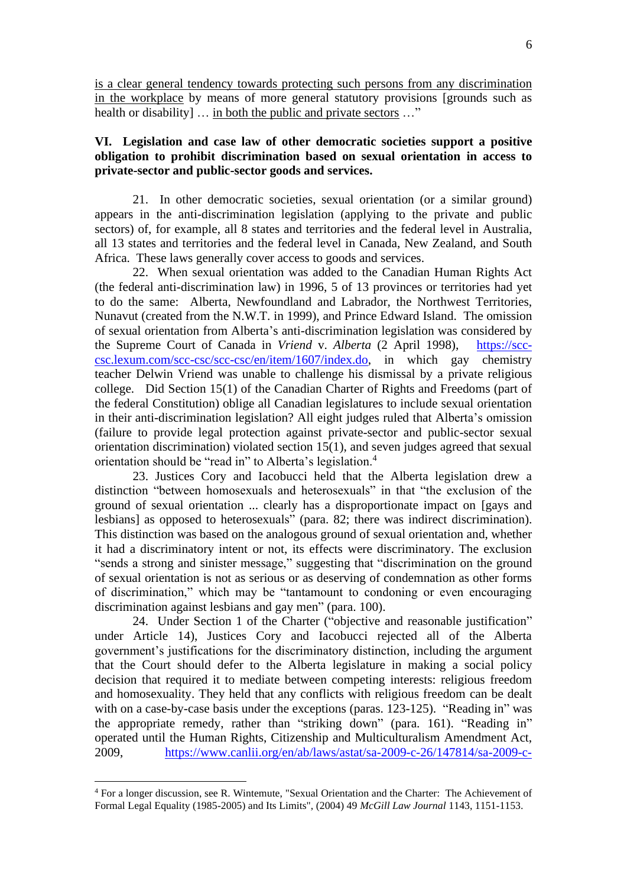is a clear general tendency towards protecting such persons from any discrimination in the workplace by means of more general statutory provisions [grounds such as health or disability] … in both the public and private sectors …"

## VI. Legislation and case law of other democratic societies support a positive obligation to prohibit discrimination based on sexual orientation in access to private-sector and public-sector goods and services.

21. In other democratic societies, sexual orientation (or a similar ground) appears in the anti-discrimination legislation (applying to the private and public sectors) of, for example, all 8 states and territories and the federal level in Australia, all 13 states and territories and the federal level in Canada, New Zealand, and South Africa. These laws generally cover access to goods and services.

22. When sexual orientation was added to the Canadian Human Rights Act (the federal anti-discrimination law) in 1996, 5 of 13 provinces or territories had yet to do the same: Alberta, Newfoundland and Labrador, the Northwest Territories, Nunavut (created from the N.W.T. in 1999), and Prince Edward Island. The omission of sexual orientation from Alberta's anti-discrimination legislation was considered by the Supreme Court of Canada in *Vriend* v. *Alberta* (2 April 1998), https://scc-csc.lexum.com/scc-csc/scc-csc/en/item/1607/index.do, in which gay chemistry teacher Delwin Vriend was unable to challenge his dismissal by a private religious college. Did Section 15(1) of the Canadian Charter of Rights and Freedoms (part of the federal Constitution) oblige all Canadian legislatures to include sexual orientation in their anti-discrimination legislation? All eight judges ruled that Alberta's omission (failure to provide legal protection against private-sector and public-sector sexual orientation discrimination) violated section 15(1), and seven judges agreed that sexual orientation should be "read in" to Alberta's legislation.[4]

23. Justices Cory and Iacobucci held that the Alberta legislation drew a distinction "between homosexuals and heterosexuals" in that "the exclusion of the ground of sexual orientation ... clearly has a disproportionate impact on [gays and lesbians] as opposed to heterosexuals" (para. 82; there was indirect discrimination). This distinction was based on the analogous ground of sexual orientation and, whether it had a discriminatory intent or not, its effects were discriminatory. The exclusion "sends a strong and sinister message," suggesting that "discrimination on the ground of sexual orientation is not as serious or as deserving of condemnation as other forms of discrimination," which may be "tantamount to condoning or even encouraging discrimination against lesbians and gay men" (para. 100).

24. Under Section 1 of the Charter ("objective and reasonable justification" under Article 14), Justices Cory and Iacobucci rejected all of the Alberta government's justifications for the discriminatory distinction, including the argument that the Court should defer to the Alberta legislature in making a social policy decision that required it to mediate between competing interests: religious freedom and homosexuality. They held that any conflicts with religious freedom can be dealt with on a case-by-case basis under the exceptions (paras. 123-125). "Reading in" was the appropriate remedy, rather than "striking down" (para. 161). "Reading in" operated until the Human Rights, Citizenship and Multiculturalism Amendment Act, 2009, https://www.canlii.org/en/ab/laws/astat/sa-2009-c-26/147814/sa-2009-c-

[4] For a longer discussion, see R. Wintemute, "Sexual Orientation and the Charter: The Achievement of Formal Legal Equality (1985-2005) and Its Limits", (2004) 49 *McGill Law Journal* 1143, 1151-1153.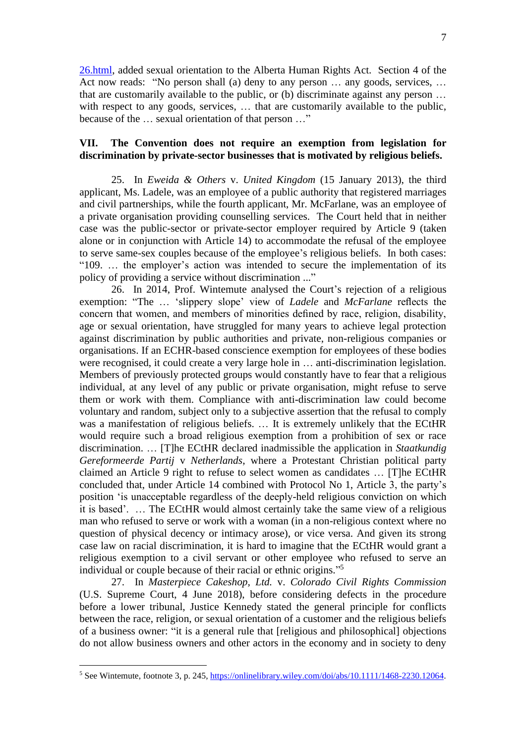26.html, added sexual orientation to the Alberta Human Rights Act. Section 4 of the Act now reads: "No person shall (a) deny to any person … any goods, services, … that are customarily available to the public, or (b) discriminate against any person … with respect to any goods, services, … that are customarily available to the public, because of the … sexual orientation of that person …"

## VII. The Convention does not require an exemption from legislation for discrimination by private-sector businesses that is motivated by religious beliefs.

25. In *Eweida & Others* v. *United Kingdom* (15 January 2013), the third applicant, Ms. Ladele, was an employee of a public authority that registered marriages and civil partnerships, while the fourth applicant, Mr. McFarlane, was an employee of a private organisation providing counselling services. The Court held that in neither case was the public-sector or private-sector employer required by Article 9 (taken alone or in conjunction with Article 14) to accommodate the refusal of the employee to serve same-sex couples because of the employee's religious beliefs. In both cases: "109. … the employer's action was intended to secure the implementation of its policy of providing a service without discrimination ..."

26. In 2014, Prof. Wintemute analysed the Court's rejection of a religious exemption: "The … 'slippery slope' view of *Ladele* and *McFarlane* reflects the concern that women, and members of minorities defined by race, religion, disability, age or sexual orientation, have struggled for many years to achieve legal protection against discrimination by public authorities and private, non-religious companies or organisations. If an ECHR-based conscience exemption for employees of these bodies were recognised, it could create a very large hole in … anti-discrimination legislation. Members of previously protected groups would constantly have to fear that a religious individual, at any level of any public or private organisation, might refuse to serve them or work with them. Compliance with anti-discrimination law could become voluntary and random, subject only to a subjective assertion that the refusal to comply was a manifestation of religious beliefs. … It is extremely unlikely that the ECtHR would require such a broad religious exemption from a prohibition of sex or race discrimination. … [T]he ECtHR declared inadmissible the application in *Staatkundig Gereformeerde Partij* v *Netherlands*, where a Protestant Christian political party claimed an Article 9 right to refuse to select women as candidates … [T]he ECtHR concluded that, under Article 14 combined with Protocol No 1, Article 3, the party's position 'is unacceptable regardless of the deeply-held religious conviction on which it is based'. … The ECtHR would almost certainly take the same view of a religious man who refused to serve or work with a woman (in a non-religious context where no question of physical decency or intimacy arose), or vice versa. And given its strong case law on racial discrimination, it is hard to imagine that the ECtHR would grant a religious exemption to a civil servant or other employee who refused to serve an individual or couple because of their racial or ethnic origins."[5]

27. In *Masterpiece Cakeshop, Ltd.* v. *Colorado Civil Rights Commission* (U.S. Supreme Court, 4 June 2018), before considering defects in the procedure before a lower tribunal, Justice Kennedy stated the general principle for conflicts between the race, religion, or sexual orientation of a customer and the religious beliefs of a business owner: "it is a general rule that [religious and philosophical] objections do not allow business owners and other actors in the economy and in society to deny

---

[5] See Wintemute, footnote 3, p. 245, https://onlinelibrary.wiley.com/doi/abs/10.1111/1468-2230.12064.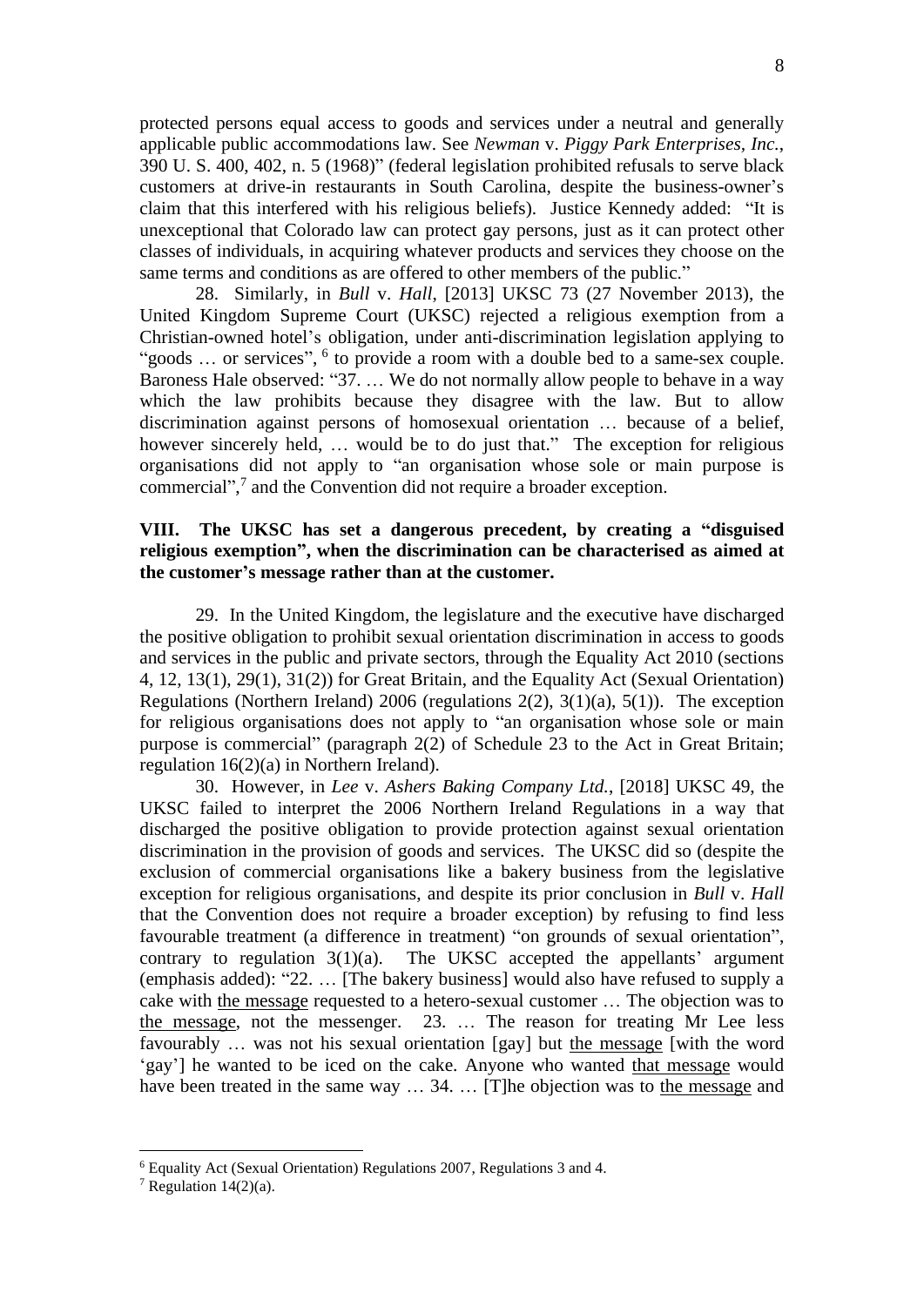protected persons equal access to goods and services under a neutral and generally applicable public accommodations law. See *Newman* v. *Piggy Park Enterprises, Inc.*, 390 U. S. 400, 402, n. 5 (1968)" (federal legislation prohibited refusals to serve black customers at drive-in restaurants in South Carolina, despite the business-owner's claim that this interfered with his religious beliefs). Justice Kennedy added: "It is unexceptional that Colorado law can protect gay persons, just as it can protect other classes of individuals, in acquiring whatever products and services they choose on the same terms and conditions as are offered to other members of the public."

28. Similarly, in *Bull* v. *Hall*, [2013] UKSC 73 (27 November 2013), the United Kingdom Supreme Court (UKSC) rejected a religious exemption from a Christian-owned hotel's obligation, under anti-discrimination legislation applying to "goods … or services", [6] to provide a room with a double bed to a same-sex couple. Baroness Hale observed: "37. … We do not normally allow people to behave in a way which the law prohibits because they disagree with the law. But to allow discrimination against persons of homosexual orientation … because of a belief, however sincerely held, … would be to do just that." The exception for religious organisations did not apply to "an organisation whose sole or main purpose is commercial",[7] and the Convention did not require a broader exception.

**VIII. The UKSC has set a dangerous precedent, by creating a "disguised religious exemption", when the discrimination can be characterised as aimed at the customer's message rather than at the customer.**

29. In the United Kingdom, the legislature and the executive have discharged the positive obligation to prohibit sexual orientation discrimination in access to goods and services in the public and private sectors, through the Equality Act 2010 (sections 4, 12, 13(1), 29(1), 31(2)) for Great Britain, and the Equality Act (Sexual Orientation) Regulations (Northern Ireland) 2006 (regulations 2(2), 3(1)(a), 5(1)). The exception for religious organisations does not apply to "an organisation whose sole or main purpose is commercial" (paragraph 2(2) of Schedule 23 to the Act in Great Britain; regulation 16(2)(a) in Northern Ireland).

30. However, in *Lee* v. *Ashers Baking Company Ltd.*, [2018] UKSC 49, the UKSC failed to interpret the 2006 Northern Ireland Regulations in a way that discharged the positive obligation to provide protection against sexual orientation discrimination in the provision of goods and services. The UKSC did so (despite the exclusion of commercial organisations like a bakery business from the legislative exception for religious organisations, and despite its prior conclusion in *Bull* v. *Hall* that the Convention does not require a broader exception) by refusing to find less favourable treatment (a difference in treatment) "on grounds of sexual orientation", contrary to regulation 3(1)(a). The UKSC accepted the appellants' argument (emphasis added): "22. … [The bakery business] would also have refused to supply a cake with <u>the message</u> requested to a hetero-sexual customer … The objection was to <u>the message</u>, not the messenger. 23. … The reason for treating Mr Lee less favourably … was not his sexual orientation [gay] but <u>the message</u> [with the word 'gay'] he wanted to be iced on the cake. Anyone who wanted <u>that message</u> would have been treated in the same way … 34. … [T]he objection was to <u>the message</u> and

---

[6] Equality Act (Sexual Orientation) Regulations 2007, Regulations 3 and 4.

[7] Regulation 14(2)(a).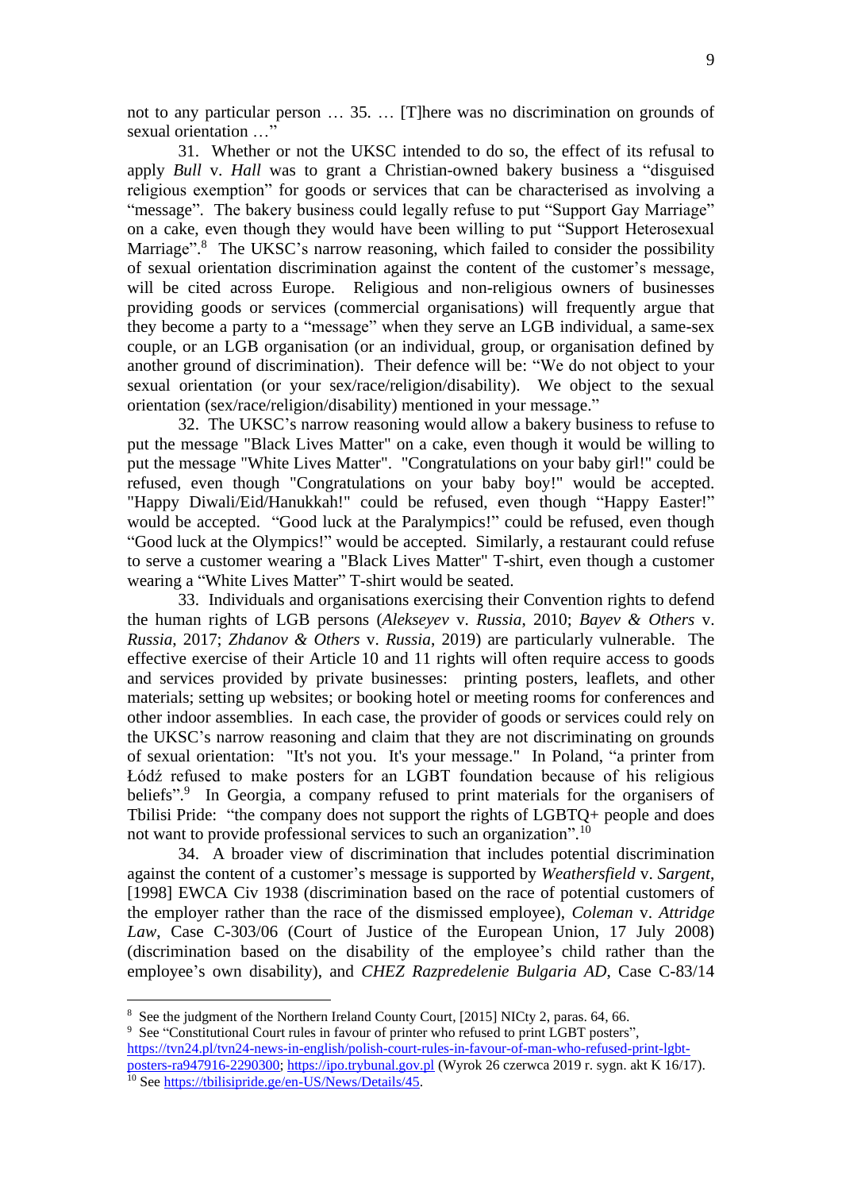not to any particular person … 35. … [T]here was no discrimination on grounds of sexual orientation …"

31. Whether or not the UKSC intended to do so, the effect of its refusal to apply *Bull* v. *Hall* was to grant a Christian-owned bakery business a "disguised religious exemption" for goods or services that can be characterised as involving a "message". The bakery business could legally refuse to put "Support Gay Marriage" on a cake, even though they would have been willing to put "Support Heterosexual Marriage".[8] The UKSC's narrow reasoning, which failed to consider the possibility of sexual orientation discrimination against the content of the customer's message, will be cited across Europe. Religious and non-religious owners of businesses providing goods or services (commercial organisations) will frequently argue that they become a party to a "message" when they serve an LGB individual, a same-sex couple, or an LGB organisation (or an individual, group, or organisation defined by another ground of discrimination). Their defence will be: "We do not object to your sexual orientation (or your sex/race/religion/disability). We object to the sexual orientation (sex/race/religion/disability) mentioned in your message."

32. The UKSC's narrow reasoning would allow a bakery business to refuse to put the message "Black Lives Matter" on a cake, even though it would be willing to put the message "White Lives Matter". "Congratulations on your baby girl!" could be refused, even though "Congratulations on your baby boy!" would be accepted. "Happy Diwali/Eid/Hanukkah!" could be refused, even though "Happy Easter!" would be accepted. "Good luck at the Paralympics!" could be refused, even though "Good luck at the Olympics!" would be accepted. Similarly, a restaurant could refuse to serve a customer wearing a "Black Lives Matter" T-shirt, even though a customer wearing a "White Lives Matter" T-shirt would be seated.

33. Individuals and organisations exercising their Convention rights to defend the human rights of LGB persons (*Alekseyev* v. *Russia*, 2010; *Bayev & Others* v. *Russia*, 2017; *Zhdanov & Others* v. *Russia*, 2019) are particularly vulnerable. The effective exercise of their Article 10 and 11 rights will often require access to goods and services provided by private businesses: printing posters, leaflets, and other materials; setting up websites; or booking hotel or meeting rooms for conferences and other indoor assemblies. In each case, the provider of goods or services could rely on the UKSC's narrow reasoning and claim that they are not discriminating on grounds of sexual orientation: "It's not you. It's your message." In Poland, "a printer from Łódź refused to make posters for an LGBT foundation because of his religious beliefs".[9] In Georgia, a company refused to print materials for the organisers of Tbilisi Pride: "the company does not support the rights of LGBTQ+ people and does not want to provide professional services to such an organization".[10]

34. A broader view of discrimination that includes potential discrimination against the content of a customer's message is supported by *Weathersfield* v. *Sargent*, [1998] EWCA Civ 1938 (discrimination based on the race of potential customers of the employer rather than the race of the dismissed employee), *Coleman* v. *Attridge Law*, Case C-303/06 (Court of Justice of the European Union, 17 July 2008) (discrimination based on the disability of the employee's child rather than the employee's own disability), and *CHEZ Razpredelenie Bulgaria AD*, Case C-83/14

---

[8] See the judgment of the Northern Ireland County Court, [2015] NICty 2, paras. 64, 66.

[9] See "Constitutional Court rules in favour of printer who refused to print LGBT posters", https://tvn24.pl/tvn24-news-in-english/polish-court-rules-in-favour-of-man-who-refused-print-lgbt-posters-ra947916-2290300; https://ipo.trybunal.gov.pl (Wyrok 26 czerwca 2019 r. sygn. akt K 16/17).

[10] See https://tbilisipride.ge/en-US/News/Details/45.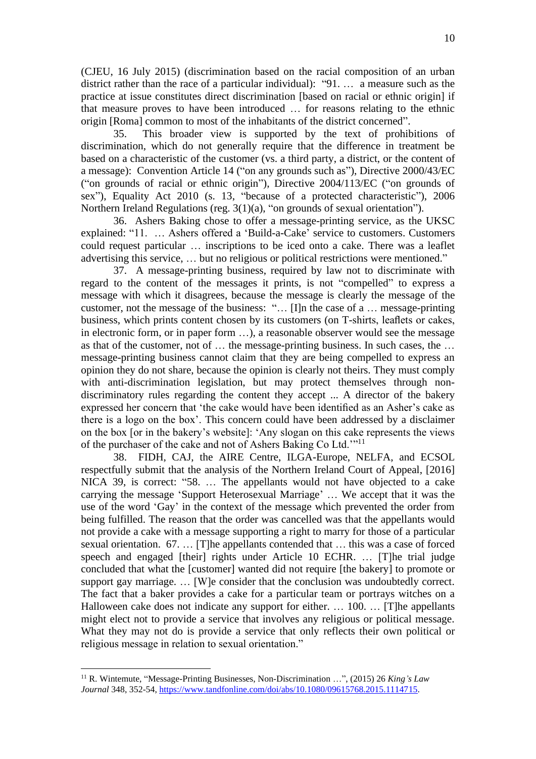(CJEU, 16 July 2015) (discrimination based on the racial composition of an urban district rather than the race of a particular individual): "91. … a measure such as the practice at issue constitutes direct discrimination [based on racial or ethnic origin] if that measure proves to have been introduced … for reasons relating to the ethnic origin [Roma] common to most of the inhabitants of the district concerned".

35. This broader view is supported by the text of prohibitions of discrimination, which do not generally require that the difference in treatment be based on a characteristic of the customer (vs. a third party, a district, or the content of a message): Convention Article 14 ("on any grounds such as"), Directive 2000/43/EC ("on grounds of racial or ethnic origin"), Directive 2004/113/EC ("on grounds of sex"), Equality Act 2010 (s. 13, "because of a protected characteristic"), 2006 Northern Ireland Regulations (reg. 3(1)(a), "on grounds of sexual orientation").

36. Ashers Baking chose to offer a message-printing service, as the UKSC explained: "11. … Ashers offered a 'Build-a-Cake' service to customers. Customers could request particular … inscriptions to be iced onto a cake. There was a leaflet advertising this service, … but no religious or political restrictions were mentioned."

37. A message-printing business, required by law not to discriminate with regard to the content of the messages it prints, is not "compelled" to express a message with which it disagrees, because the message is clearly the message of the customer, not the message of the business: "… [I]n the case of a … message-printing business, which prints content chosen by its customers (on T-shirts, leaflets or cakes, in electronic form, or in paper form …), a reasonable observer would see the message as that of the customer, not of … the message-printing business. In such cases, the … message-printing business cannot claim that they are being compelled to express an opinion they do not share, because the opinion is clearly not theirs. They must comply with anti-discrimination legislation, but may protect themselves through non-discriminatory rules regarding the content they accept ... A director of the bakery expressed her concern that 'the cake would have been identified as an Asher's cake as there is a logo on the box'. This concern could have been addressed by a disclaimer on the box [or in the bakery's website]: 'Any slogan on this cake represents the views of the purchaser of the cake and not of Ashers Baking Co Ltd.'"[11]

38. FIDH, CAJ, the AIRE Centre, ILGA-Europe, NELFA, and ECSOL respectfully submit that the analysis of the Northern Ireland Court of Appeal, [2016] NICA 39, is correct: "58. … The appellants would not have objected to a cake carrying the message 'Support Heterosexual Marriage' … We accept that it was the use of the word 'Gay' in the context of the message which prevented the order from being fulfilled. The reason that the order was cancelled was that the appellants would not provide a cake with a message supporting a right to marry for those of a particular sexual orientation. 67. … [T]he appellants contended that … this was a case of forced speech and engaged [their] rights under Article 10 ECHR. … [T]he trial judge concluded that what the [customer] wanted did not require [the bakery] to promote or support gay marriage. … [W]e consider that the conclusion was undoubtedly correct. The fact that a baker provides a cake for a particular team or portrays witches on a Halloween cake does not indicate any support for either. … 100. … [T]he appellants might elect not to provide a service that involves any religious or political message. What they may not do is provide a service that only reflects their own political or religious message in relation to sexual orientation."

[11] R. Wintemute, "Message-Printing Businesses, Non-Discrimination …", (2015) 26 *King's Law Journal* 348, 352-54, https://www.tandfonline.com/doi/abs/10.1080/09615768.2015.1114715.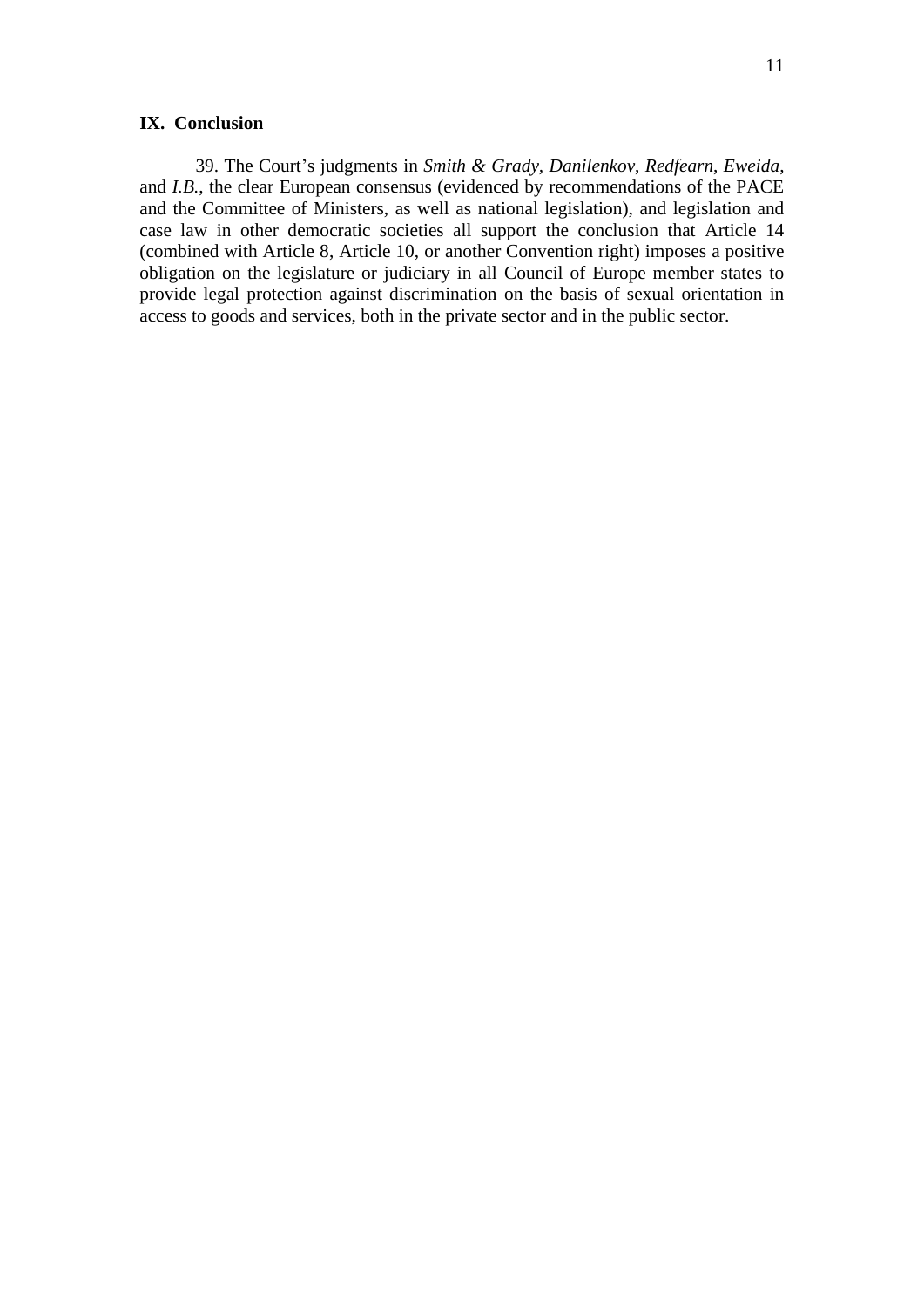## IX. Conclusion

39. The Court's judgments in *Smith & Grady*, *Danilenkov*, *Redfearn*, *Eweida*, and *I.B.*, the clear European consensus (evidenced by recommendations of the PACE and the Committee of Ministers, as well as national legislation), and legislation and case law in other democratic societies all support the conclusion that Article 14 (combined with Article 8, Article 10, or another Convention right) imposes a positive obligation on the legislature or judiciary in all Council of Europe member states to provide legal protection against discrimination on the basis of sexual orientation in access to goods and services, both in the private sector and in the public sector.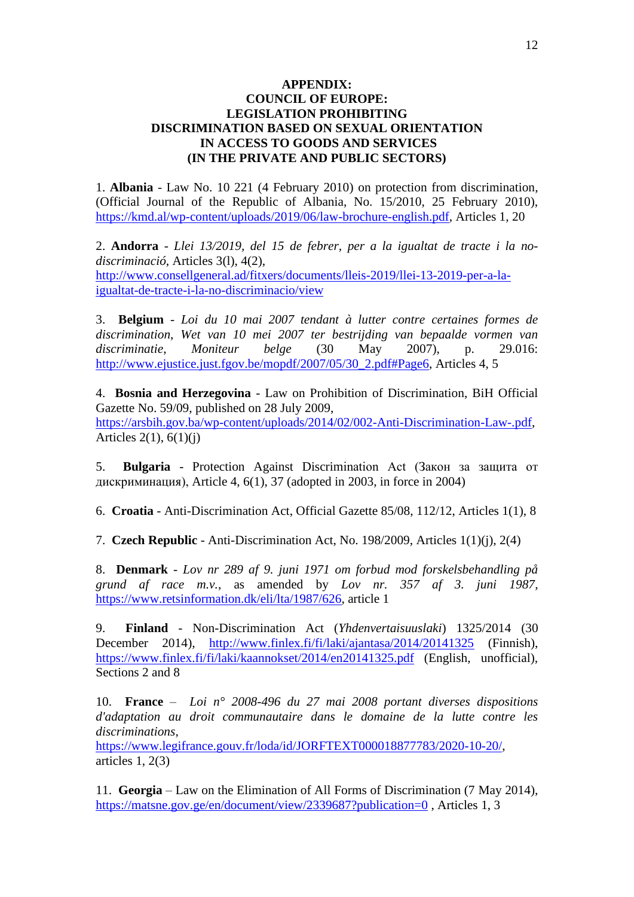# APPENDIX: COUNCIL OF EUROPE: LEGISLATION PROHIBITING DISCRIMINATION BASED ON SEXUAL ORIENTATION IN ACCESS TO GOODS AND SERVICES (IN THE PRIVATE AND PUBLIC SECTORS)

1. **Albania** - Law No. 10 221 (4 February 2010) on protection from discrimination, (Official Journal of the Republic of Albania, No. 15/2010, 25 February 2010), https://kmd.al/wp-content/uploads/2019/06/law-brochure-english.pdf, Articles 1, 20

2. **Andorra** - *Llei 13/2019, del 15 de febrer, per a la igualtat de tracte i la no-discriminació*, Articles 3(l), 4(2), http://www.consellgeneral.ad/fitxers/documents/lleis-2019/llei-13-2019-per-a-la-igualtat-de-tracte-i-la-no-discriminacio/view

3. **Belgium** - *Loi du 10 mai 2007 tendant à lutter contre certaines formes de discrimination*, *Wet van 10 mei 2007 ter bestrijding van bepaalde vormen van discriminatie*, *Moniteur belge* (30 May 2007), p. 29.016: http://www.ejustice.just.fgov.be/mopdf/2007/05/30_2.pdf#Page6, Articles 4, 5

4. **Bosnia and Herzegovina** - Law on Prohibition of Discrimination, BiH Official Gazette No. 59/09, published on 28 July 2009, https://arsbih.gov.ba/wp-content/uploads/2014/02/002-Anti-Discrimination-Law-.pdf, Articles 2(1), 6(1)(j)

5. **Bulgaria** - Protection Against Discrimination Act (Закон за защита от дискриминация), Article 4, 6(1), 37 (adopted in 2003, in force in 2004)

6. **Croatia** - Anti-Discrimination Act, Official Gazette 85/08, 112/12, Articles 1(1), 8

7. **Czech Republic** - Anti-Discrimination Act, No. 198/2009, Articles 1(1)(j), 2(4)

8. **Denmark** - *Lov nr 289 af 9. juni 1971 om forbud mod forskelsbehandling på grund af race m.v.*, as amended by *Lov nr. 357 af 3. juni 1987*, https://www.retsinformation.dk/eli/lta/1987/626, article 1

9. **Finland** - Non-Discrimination Act (*Yhdenvertaisuuslaki*) 1325/2014 (30 December 2014), http://www.finlex.fi/fi/laki/ajantasa/2014/20141325 (Finnish), https://www.finlex.fi/fi/laki/kaannokset/2014/en20141325.pdf (English, unofficial), Sections 2 and 8

10. **France** – *Loi n° 2008-496 du 27 mai 2008 portant diverses dispositions d'adaptation au droit communautaire dans le domaine de la lutte contre les discriminations*, https://www.legifrance.gouv.fr/loda/id/JORFTEXT000018877783/2020-10-20/, articles 1, 2(3)

11. **Georgia** – Law on the Elimination of All Forms of Discrimination (7 May 2014), https://matsne.gov.ge/en/document/view/2339687?publication=0 , Articles 1, 3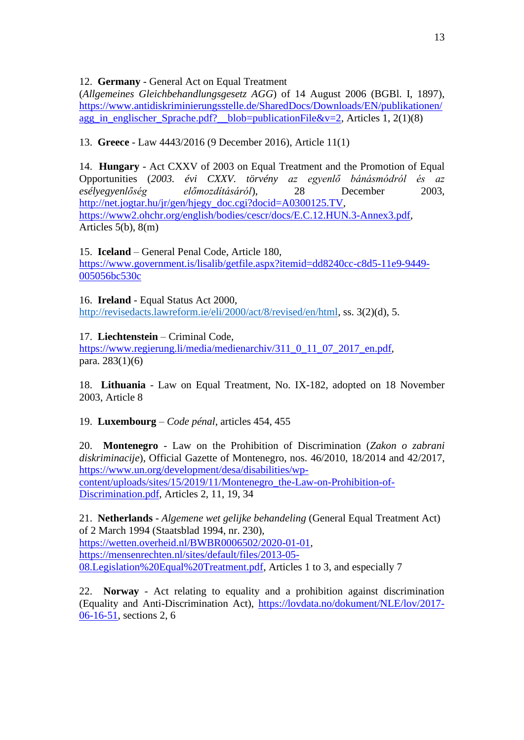12. **Germany** - General Act on Equal Treatment (*Allgemeines Gleichbehandlungsgesetz AGG*) of 14 August 2006 (BGBl. I, 1897), https://www.antidiskriminierungsstelle.de/SharedDocs/Downloads/EN/publikationen/agg_in_englischer_Sprache.pdf?__blob=publicationFile&v=2, Articles 1, 2(1)(8)

13. **Greece** - Law 4443/2016 (9 December 2016), Article 11(1)

14. **Hungary** - Act CXXV of 2003 on Equal Treatment and the Promotion of Equal Opportunities (*2003. évi CXXV. törvény az egyenlő bánásmódról és az esélyegyenlőség előmozdításáról*), 28 December 2003, http://net.jogtar.hu/jr/gen/hjegy_doc.cgi?docid=A0300125.TV, https://www2.ohchr.org/english/bodies/cescr/docs/E.C.12.HUN.3-Annex3.pdf, Articles 5(b), 8(m)

15. **Iceland** – General Penal Code, Article 180, https://www.government.is/lisalib/getfile.aspx?itemid=dd8240cc-c8d5-11e9-9449-005056bc530c

16. **Ireland** - Equal Status Act 2000, http://revisedacts.lawreform.ie/eli/2000/act/8/revised/en/html, ss. 3(2)(d), 5.

17. **Liechtenstein** – Criminal Code, https://www.regierung.li/media/medienarchiv/311_0_11_07_2017_en.pdf, para. 283(1)(6)

18. **Lithuania** - Law on Equal Treatment, No. IX-182, adopted on 18 November 2003, Article 8

19. **Luxembourg** – *Code pénal*, articles 454, 455

20. **Montenegro** - Law on the Prohibition of Discrimination (*Zakon o zabrani diskriminacije*), Official Gazette of Montenegro, nos. 46/2010, 18/2014 and 42/2017, https://www.un.org/development/desa/disabilities/wp-content/uploads/sites/15/2019/11/Montenegro_the-Law-on-Prohibition-of-Discrimination.pdf, Articles 2, 11, 19, 34

21. **Netherlands** - *Algemene wet gelijke behandeling* (General Equal Treatment Act) of 2 March 1994 (Staatsblad 1994, nr. 230), https://wetten.overheid.nl/BWBR0006502/2020-01-01, https://mensenrechten.nl/sites/default/files/2013-05-08.Legislation%20Equal%20Treatment.pdf, Articles 1 to 3, and especially 7

22. **Norway** - Act relating to equality and a prohibition against discrimination (Equality and Anti-Discrimination Act), https://lovdata.no/dokument/NLE/lov/2017-06-16-51, sections 2, 6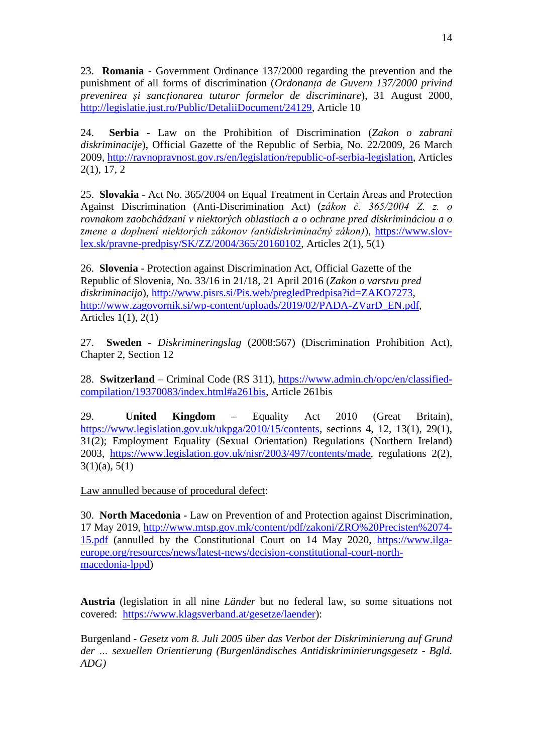23. **Romania** - Government Ordinance 137/2000 regarding the prevention and the punishment of all forms of discrimination (*Ordonanța de Guvern 137/2000 privind prevenirea și sancționarea tuturor formelor de discriminare*), 31 August 2000, http://legislatie.just.ro/Public/DetaliiDocument/24129, Article 10

24. **Serbia** - Law on the Prohibition of Discrimination (*Zakon o zabrani diskriminacije*), Official Gazette of the Republic of Serbia, No. 22/2009, 26 March 2009, http://ravnopravnost.gov.rs/en/legislation/republic-of-serbia-legislation, Articles 2(1), 17, 2

25. **Slovakia** - Act No. 365/2004 on Equal Treatment in Certain Areas and Protection Against Discrimination (Anti-Discrimination Act) (*zákon č. 365/2004 Z. z. o rovnakom zaobchádzaní v niektorých oblastiach a o ochrane pred diskrimináciou a o zmene a doplnení niektorých zákonov (antidiskriminačný zákon)*), https://www.slov-lex.sk/pravne-predpisy/SK/ZZ/2004/365/20160102, Articles 2(1), 5(1)

26. **Slovenia** - Protection against Discrimination Act, Official Gazette of the Republic of Slovenia, No. 33/16 in 21/18, 21 April 2016 (*Zakon o varstvu pred diskriminacijo*), http://www.pisrs.si/Pis.web/pregledPredpisa?id=ZAKO7273, http://www.zagovornik.si/wp-content/uploads/2019/02/PADA-ZVarD_EN.pdf, Articles 1(1), 2(1)

27. **Sweden** - *Diskrimineringslag* (2008:567) (Discrimination Prohibition Act), Chapter 2, Section 12

28. **Switzerland** – Criminal Code (RS 311), https://www.admin.ch/opc/en/classified-compilation/19370083/index.html#a261bis, Article 261bis

29. **United Kingdom** – Equality Act 2010 (Great Britain), https://www.legislation.gov.uk/ukpga/2010/15/contents, sections 4, 12, 13(1), 29(1), 31(2); Employment Equality (Sexual Orientation) Regulations (Northern Ireland) 2003, https://www.legislation.gov.uk/nisr/2003/497/contents/made, regulations 2(2), 3(1)(a), 5(1)

Law annulled because of procedural defect:

30. **North Macedonia** - Law on Prevention of and Protection against Discrimination, 17 May 2019, http://www.mtsp.gov.mk/content/pdf/zakoni/ZRO%20Precisten%2074-15.pdf (annulled by the Constitutional Court on 14 May 2020, https://www.ilga-europe.org/resources/news/latest-news/decision-constitutional-court-north-macedonia-lppd)

**Austria** (legislation in all nine *Länder* but no federal law, so some situations not covered: https://www.klagsverband.at/gesetze/laender):

Burgenland - *Gesetz vom 8. Juli 2005 über das Verbot der Diskriminierung auf Grund der ... sexuellen Orientierung (Burgenländisches Antidiskriminierungsgesetz - Bgld. ADG)*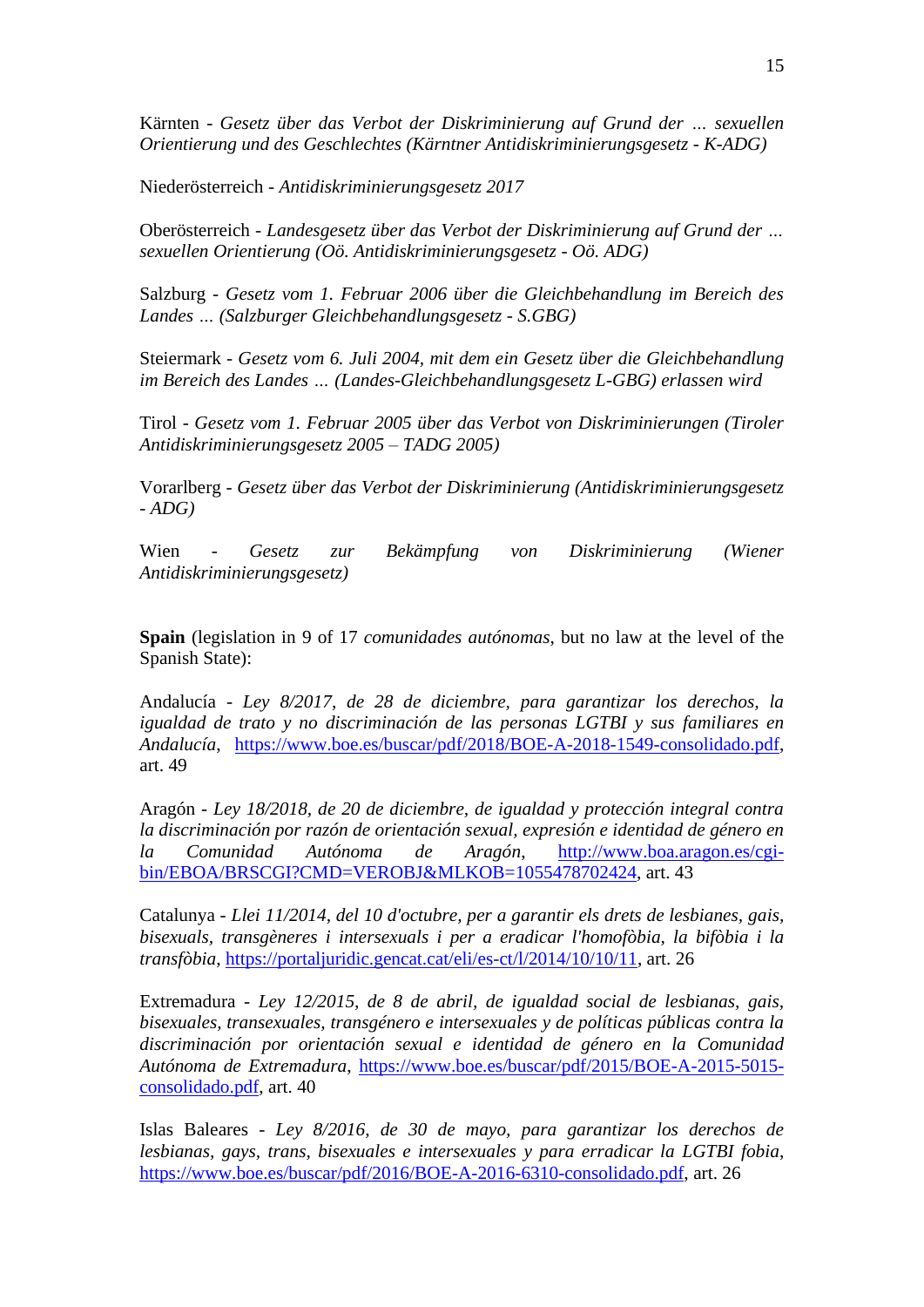Kärnten - *Gesetz über das Verbot der Diskriminierung auf Grund der … sexuellen Orientierung und des Geschlechtes (Kärntner Antidiskriminierungsgesetz - K-ADG)*

Niederösterreich - *Antidiskriminierungsgesetz 2017*

Oberösterreich - *Landesgesetz über das Verbot der Diskriminierung auf Grund der … sexuellen Orientierung (Oö. Antidiskriminierungsgesetz - Oö. ADG)*

Salzburg - *Gesetz vom 1. Februar 2006 über die Gleichbehandlung im Bereich des Landes … (Salzburger Gleichbehandlungsgesetz - S.GBG)*

Steiermark - *Gesetz vom 6. Juli 2004, mit dem ein Gesetz über die Gleichbehandlung im Bereich des Landes … (Landes-Gleichbehandlungsgesetz L-GBG) erlassen wird*

Tirol - *Gesetz vom 1. Februar 2005 über das Verbot von Diskriminierungen (Tiroler Antidiskriminierungsgesetz 2005 – TADG 2005)*

Vorarlberg - *Gesetz über das Verbot der Diskriminierung (Antidiskriminierungsgesetz - ADG)*

Wien - *Gesetz zur Bekämpfung von Diskriminierung (Wiener Antidiskriminierungsgesetz)*

**Spain** (legislation in 9 of 17 *comunidades autónomas*, but no law at the level of the Spanish State):

Andalucía - *Ley 8/2017, de 28 de diciembre, para garantizar los derechos, la igualdad de trato y no discriminación de las personas LGTBI y sus familiares en Andalucía*, https://www.boe.es/buscar/pdf/2018/BOE-A-2018-1549-consolidado.pdf, art. 49

Aragón - *Ley 18/2018, de 20 de diciembre, de igualdad y protección integral contra la discriminación por razón de orientación sexual, expresión e identidad de género en la Comunidad Autónoma de Aragón*, http://www.boa.aragon.es/cgi-bin/EBOA/BRSCGI?CMD=VEROBJ&MLKOB=1055478702424, art. 43

Catalunya - *Llei 11/2014, del 10 d'octubre, per a garantir els drets de lesbianes, gais, bisexuals, transgèneres i intersexuals i per a eradicar l'homofòbia, la bifòbia i la transfòbia*, https://portaljuridic.gencat.cat/eli/es-ct/l/2014/10/10/11, art. 26

Extremadura - *Ley 12/2015, de 8 de abril, de igualdad social de lesbianas, gais, bisexuales, transexuales, transgénero e intersexuales y de políticas públicas contra la discriminación por orientación sexual e identidad de género en la Comunidad Autónoma de Extremadura*, https://www.boe.es/buscar/pdf/2015/BOE-A-2015-5015-consolidado.pdf, art. 40

Islas Baleares - *Ley 8/2016, de 30 de mayo, para garantizar los derechos de lesbianas, gays, trans, bisexuales e intersexuales y para erradicar la LGTBI fobia*, https://www.boe.es/buscar/pdf/2016/BOE-A-2016-6310-consolidado.pdf, art. 26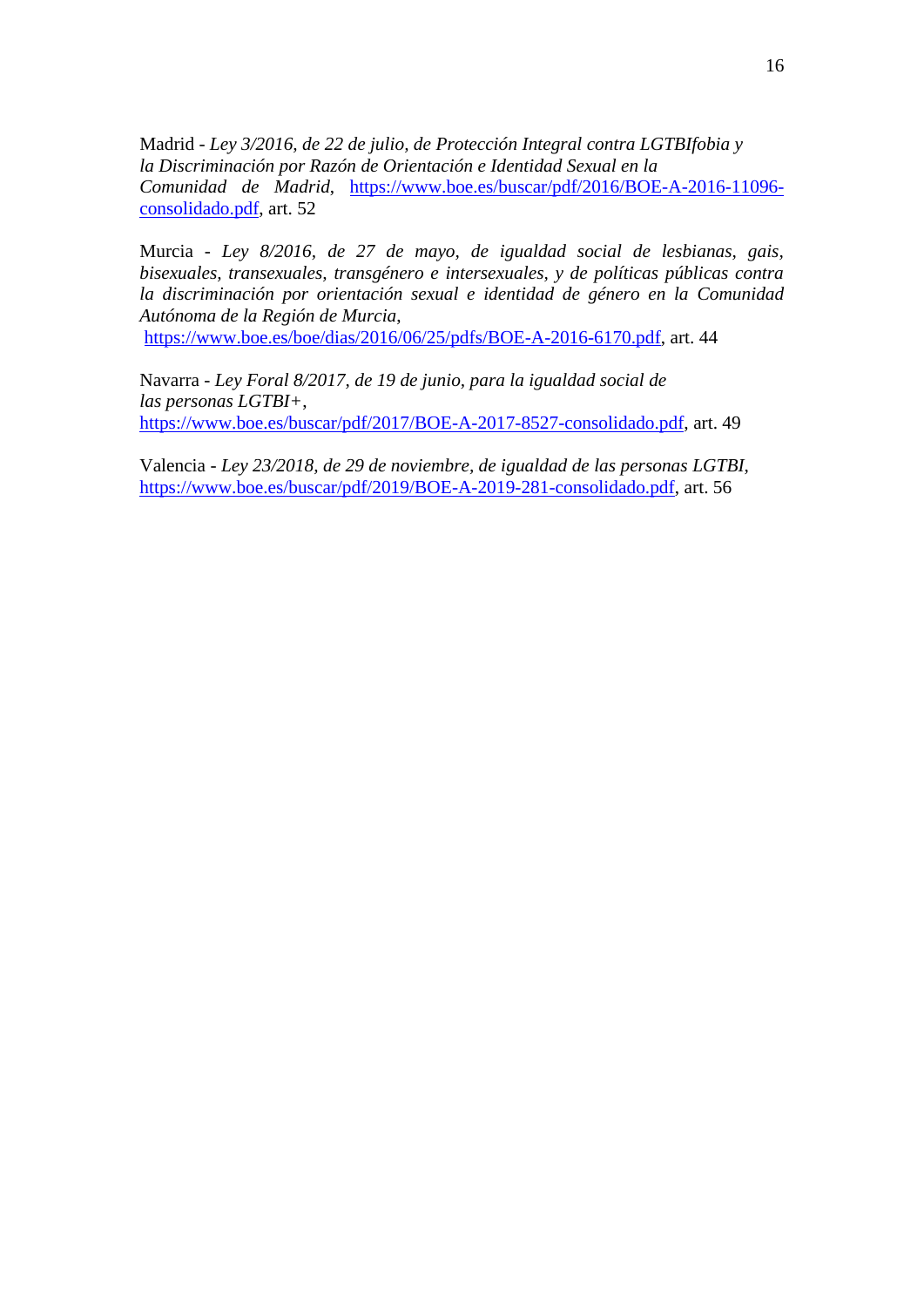Madrid - *Ley 3/2016, de 22 de julio, de Protección Integral contra LGTBIfobia y la Discriminación por Razón de Orientación e Identidad Sexual en la Comunidad de Madrid*, https://www.boe.es/buscar/pdf/2016/BOE-A-2016-11096-consolidado.pdf, art. 52

Murcia - *Ley 8/2016, de 27 de mayo, de igualdad social de lesbianas, gais, bisexuales, transexuales, transgénero e intersexuales, y de políticas públicas contra la discriminación por orientación sexual e identidad de género en la Comunidad Autónoma de la Región de Murcia*, https://www.boe.es/boe/dias/2016/06/25/pdfs/BOE-A-2016-6170.pdf, art. 44

Navarra - *Ley Foral 8/2017, de 19 de junio, para la igualdad social de las personas LGTBI+*, https://www.boe.es/buscar/pdf/2017/BOE-A-2017-8527-consolidado.pdf, art. 49

Valencia - *Ley 23/2018, de 29 de noviembre, de igualdad de las personas LGTBI*, https://www.boe.es/buscar/pdf/2019/BOE-A-2019-281-consolidado.pdf, art. 56